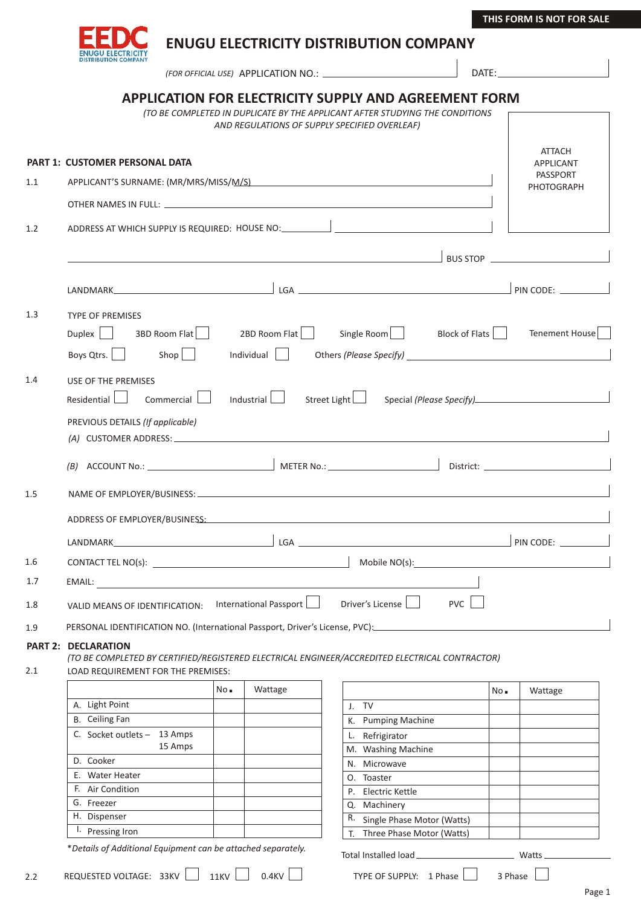THIS FORM IS NOT FOR SALE

EEDC ENUGU ELECTRICITY DISTRIBUTION COMPANY

# ENUGU ELECTRICITY DISTRIBUTION COMPANY

*(FOR OFFICIAL USE)* APPLICATION NO.: ____________________ DATE: ____________________

## APPLICATION FOR ELECTRICITY SUPPLY AND AGREEMENT FORM

*(TO BE COMPLETED IN DUPLICATE BY THE APPLICANT AFTER STUDYING THE CONDITIONS AND REGULATIONS OF SUPPLY SPECIFIED OVERLEAF)*

ATTACH APPLICANT PASSPORT PHOTOGRAPH

### PART 1: CUSTOMER PERSONAL DATA

1.1 APPLICANT'S SURNAME: (MR/MRS/MISS/M/S) ____________________

OTHER NAMES IN FULL: ____________________

1.2 ADDRESS AT WHICH SUPPLY IS REQUIRED: HOUSE NO: __________ ____________________

____________________ BUS STOP ____________________

LANDMARK ____________________ LGA ____________________ PIN CODE: __________

1.3 TYPE OF PREMISES

Duplex ☐ 3BD Room Flat ☐ 2BD Room Flat ☐ Single Room ☐ Block of Flats ☐ Tenement House ☐

Boys Qtrs. ☐ Shop ☐ Individual ☐ Others *(Please Specify)* ____________________

1.4 USE OF THE PREMISES

Residential ☐ Commercial ☐ Industrial ☐ Street Light ☐ Special *(Please Specify)* ____________________

PREVIOUS DETAILS *(If applicable)*

*(A)* CUSTOMER ADDRESS: ____________________

*(B)* ACCOUNT No.: ____________________ METER No.: ____________________ District: ____________________

1.5 NAME OF EMPLOYER/BUSINESS: ____________________

ADDRESS OF EMPLOYER/BUSINESS: ____________________

LANDMARK ____________________ LGA ____________________ PIN CODE: __________

1.6 CONTACT TEL NO(s): ____________________ Mobile NO(s): ____________________

1.7 EMAIL: ____________________

1.8 VALID MEANS OF IDENTIFICATION: International Passport ☐ Driver's License ☐ PVC ☐

1.9 PERSONAL IDENTIFICATION NO. (International Passport, Driver's License, PVC): ____________________

### PART 2: DECLARATION

*(TO BE COMPLETED BY CERTIFIED/REGISTERED ELECTRICAL ENGINEER/ACCREDITED ELECTRICAL CONTRACTOR)*

2.1 LOAD REQUIREMENT FOR THE PREMISES:

| | No. | Wattage |
|---|---|---|
| A. Light Point | | |
| B. Ceiling Fan | | |
| C. Socket outlets – 13 Amps<br>15 Amps | | |
| D. Cooker | | |
| E. Water Heater | | |
| F. Air Condition | | |
| G. Freezer | | |
| H. Dispenser | | |
| I. Pressing Iron | | |

| | No. | Wattage |
|---|---|---|
| J. TV | | |
| K. Pumping Machine | | |
| L. Refrigirator | | |
| M. Washing Machine | | |
| N. Microwave | | |
| O. Toaster | | |
| P. Electric Kettle | | |
| Q. Machinery | | |
| R. Single Phase Motor (Watts) | | |
| T. Three Phase Motor (Watts) | | |

\**Details of Additional Equipment can be attached separately.*

Total Installed load ____________________ Watts ____________________

2.2 REQUESTED VOLTAGE: 33KV ☐ 11KV ☐ 0.4KV ☐ TYPE OF SUPPLY: 1 Phase ☐ 3 Phase ☐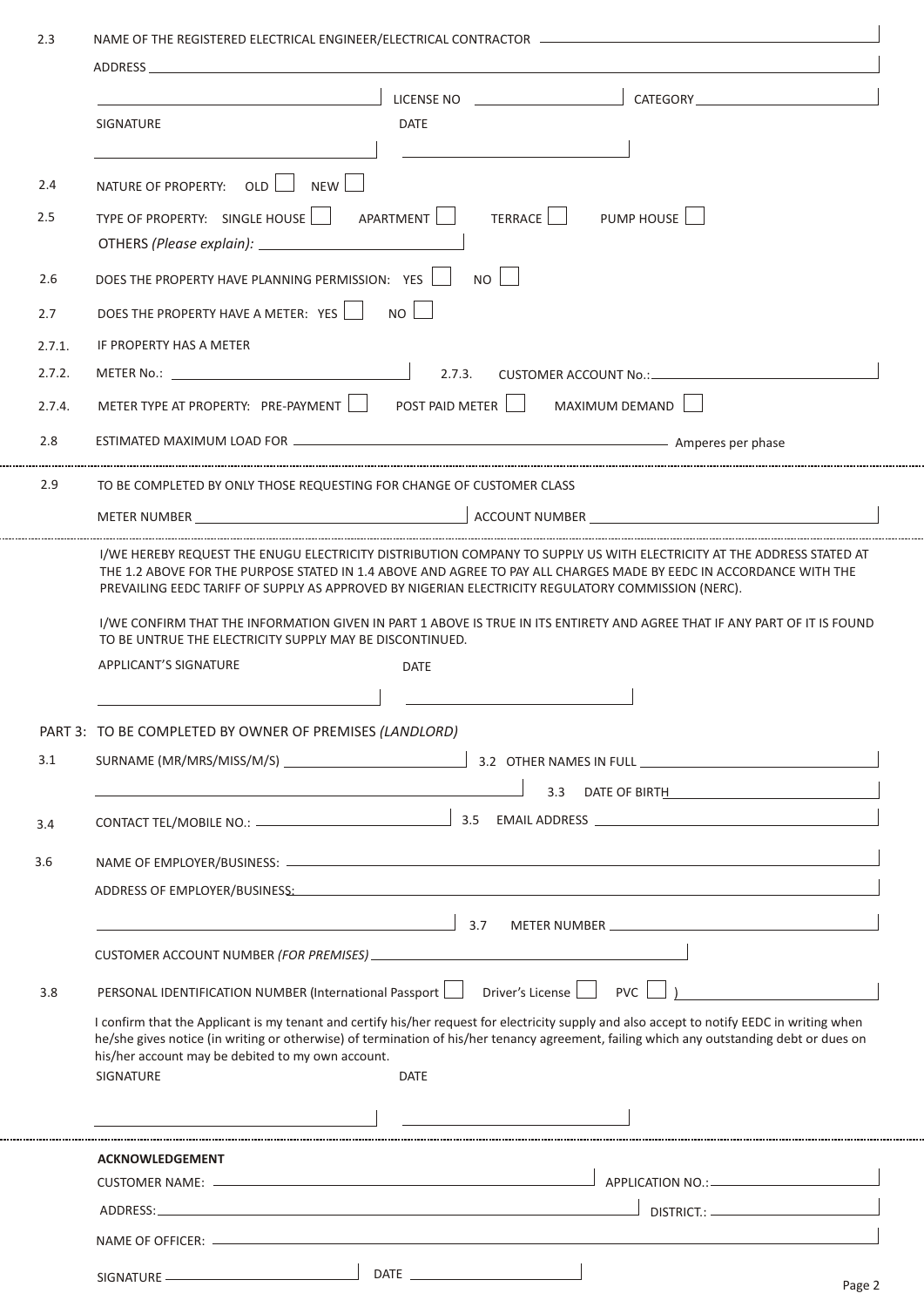2.3 NAME OF THE REGISTERED ELECTRICAL ENGINEER/ELECTRICAL CONTRACTOR ______________________

ADDRESS ______________________

______________________ LICENSE NO ______________________ CATEGORY ______________________

SIGNATURE ______________________ DATE ______________________

2.4 NATURE OF PROPERTY: OLD ☐ NEW ☐

2.5 TYPE OF PROPERTY: SINGLE HOUSE ☐ APARTMENT ☐ TERRACE ☐ PUMP HOUSE ☐

OTHERS *(Please explain):* ______________________

2.6 DOES THE PROPERTY HAVE PLANNING PERMISSION: YES ☐ NO ☐

2.7 DOES THE PROPERTY HAVE A METER: YES ☐ NO ☐

2.7.1. IF PROPERTY HAS A METER

2.7.2. METER No.: ______________________ 2.7.3. CUSTOMER ACCOUNT No.: ______________________

2.7.4. METER TYPE AT PROPERTY: PRE-PAYMENT ☐ POST PAID METER ☐ MAXIMUM DEMAND ☐

2.8 ESTIMATED MAXIMUM LOAD FOR ______________________ Amperes per phase

---

2.9 TO BE COMPLETED BY ONLY THOSE REQUESTING FOR CHANGE OF CUSTOMER CLASS

METER NUMBER ______________________ ACCOUNT NUMBER ______________________

---

I/WE HEREBY REQUEST THE ENUGU ELECTRICITY DISTRIBUTION COMPANY TO SUPPLY US WITH ELECTRICITY AT THE ADDRESS STATED AT THE 1.2 ABOVE FOR THE PURPOSE STATED IN 1.4 ABOVE AND AGREE TO PAY ALL CHARGES MADE BY EEDC IN ACCORDANCE WITH THE PREVAILING EEDC TARIFF OF SUPPLY AS APPROVED BY NIGERIAN ELECTRICITY REGULATORY COMMISSION (NERC).

I/WE CONFIRM THAT THE INFORMATION GIVEN IN PART 1 ABOVE IS TRUE IN ITS ENTIRETY AND AGREE THAT IF ANY PART OF IT IS FOUND TO BE UNTRUE THE ELECTRICITY SUPPLY MAY BE DISCONTINUED.

APPLICANT'S SIGNATURE ______________________ DATE ______________________

## PART 3: TO BE COMPLETED BY OWNER OF PREMISES *(LANDLORD)*

3.1 SURNAME (MR/MRS/MISS/M/S) ______________________ 3.2 OTHER NAMES IN FULL ______________________

______________________ 3.3 DATE OF BIRTH ______________________

3.4 CONTACT TEL/MOBILE NO.: ______________________ 3.5 EMAIL ADDRESS ______________________

3.6 NAME OF EMPLOYER/BUSINESS: ______________________

ADDRESS OF EMPLOYER/BUSINESS: ______________________

______________________ 3.7 METER NUMBER ______________________

CUSTOMER ACCOUNT NUMBER *(FOR PREMISES)* ______________________

3.8 PERSONAL IDENTIFICATION NUMBER (International Passport ☐ Driver's License ☐ PVC ☐ ) ______________________

I confirm that the Applicant is my tenant and certify his/her request for electricity supply and also accept to notify EEDC in writing when he/she gives notice (in writing or otherwise) of termination of his/her tenancy agreement, failing which any outstanding debt or dues on his/her account may be debited to my own account.

SIGNATURE ______________________ DATE ______________________

---

**ACKNOWLEDGEMENT**

CUSTOMER NAME: ______________________ APPLICATION NO.: ______________________

ADDRESS: ______________________ DISTRICT.: ______________________

NAME OF OFFICER: ______________________

SIGNATURE ______________________ DATE ______________________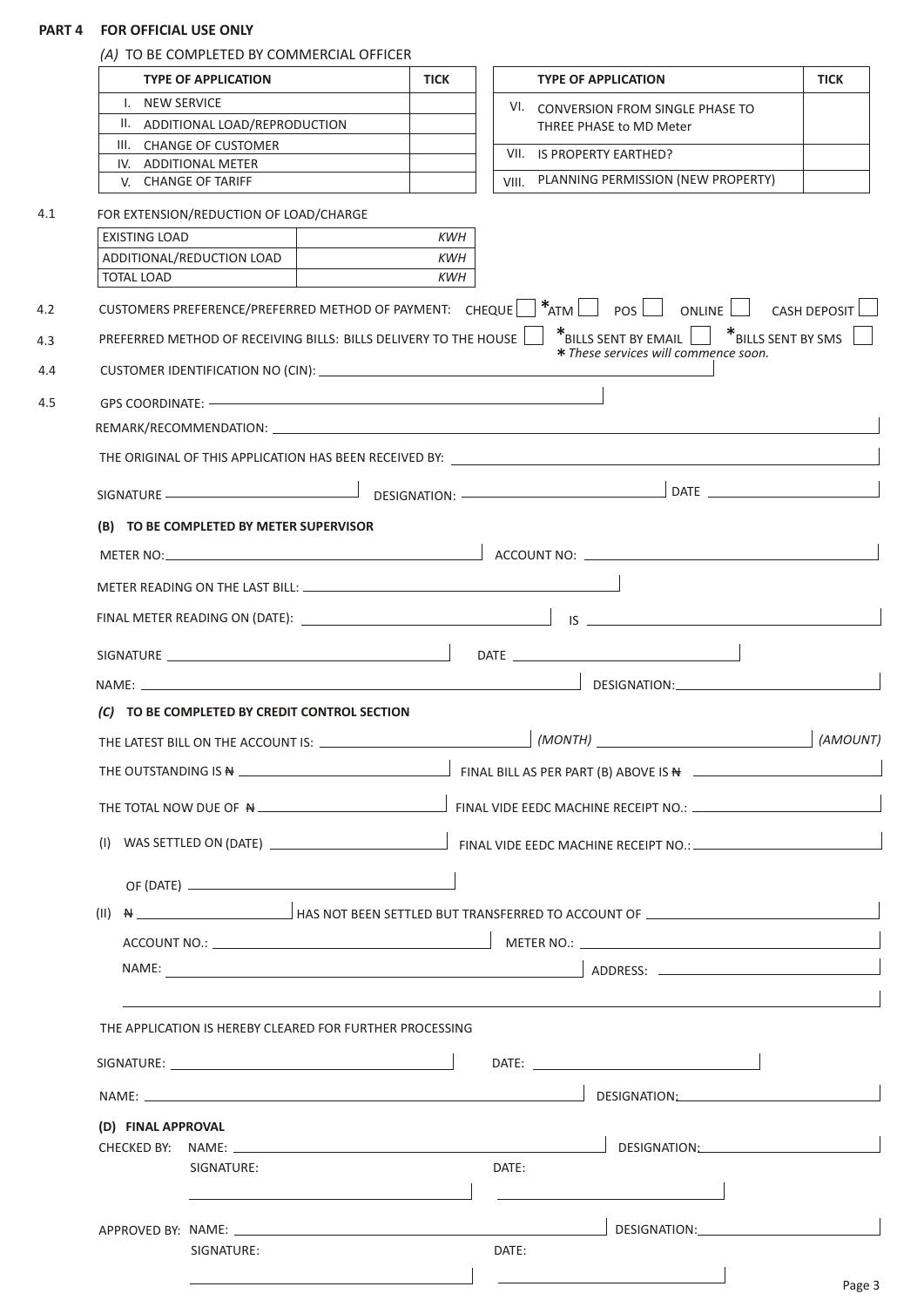## PART 4 FOR OFFICIAL USE ONLY

*(A)* TO BE COMPLETED BY COMMERCIAL OFFICER

| TYPE OF APPLICATION | TICK |
|---|---|
| I. NEW SERVICE | |
| II. ADDITIONAL LOAD/REPRODUCTION | |
| III. CHANGE OF CUSTOMER | |
| IV. ADDITIONAL METER | |
| V. CHANGE OF TARIFF | |

| TYPE OF APPLICATION | TICK |
|---|---|
| VI. CONVERSION FROM SINGLE PHASE TO THREE PHASE to MD Meter | |
| VII. IS PROPERTY EARTHED? | |
| VIII. PLANNING PERMISSION (NEW PROPERTY) | |

4.1 FOR EXTENSION/REDUCTION OF LOAD/CHARGE

| | |
|---|---|
| EXISTING LOAD | *KWH* |
| ADDITIONAL/REDUCTION LOAD | *KWH* |
| TOTAL LOAD | *KWH* |

4.2 CUSTOMERS PREFERENCE/PREFERRED METHOD OF PAYMENT: CHEQUE ☐ *ATM ☐ POS ☐ ONLINE ☐ CASH DEPOSIT ☐

4.3 PREFERRED METHOD OF RECEIVING BILLS: BILLS DELIVERY TO THE HOUSE ☐ *BILLS SENT BY EMAIL ☐ *BILLS SENT BY SMS ☐

*\* These services will commence soon.*

4.4 CUSTOMER IDENTIFICATION NO (CIN): ______________________

4.5 GPS COORDINATE: ______________________

REMARK/RECOMMENDATION: ______________________

THE ORIGINAL OF THIS APPLICATION HAS BEEN RECEIVED BY: ______________________

SIGNATURE ____________ DESIGNATION: ____________ DATE ____________

### (B) TO BE COMPLETED BY METER SUPERVISOR

METER NO: ____________ ACCOUNT NO: ____________

METER READING ON THE LAST BILL: ____________

FINAL METER READING ON (DATE): ____________ IS ____________

SIGNATURE ____________ DATE ____________

NAME: ____________ DESIGNATION: ____________

### *(C)* TO BE COMPLETED BY CREDIT CONTROL SECTION

THE LATEST BILL ON THE ACCOUNT IS: ____________ *(MONTH)* ____________ *(AMOUNT)*

THE OUTSTANDING IS ₦ ____________ FINAL BILL AS PER PART (B) ABOVE IS ₦ ____________

THE TOTAL NOW DUE OF ₦ ____________ FINAL VIDE EEDC MACHINE RECEIPT NO.: ____________

(I) WAS SETTLED ON (DATE) ____________ FINAL VIDE EEDC MACHINE RECEIPT NO.: ____________

OF (DATE) ____________

(II) ₦ ____________ HAS NOT BEEN SETTLED BUT TRANSFERRED TO ACCOUNT OF ____________

ACCOUNT NO.: ____________ METER NO.: ____________

NAME: ____________ ADDRESS: ____________

THE APPLICATION IS HEREBY CLEARED FOR FURTHER PROCESSING

SIGNATURE: ____________ DATE: ____________

NAME: ____________ DESIGNATION: ____________

### (D) FINAL APPROVAL

CHECKED BY: NAME: ____________ DESIGNATION: ____________

SIGNATURE: ____________ DATE: ____________

APPROVED BY: NAME: ____________ DESIGNATION: ____________

SIGNATURE: ____________ DATE: ____________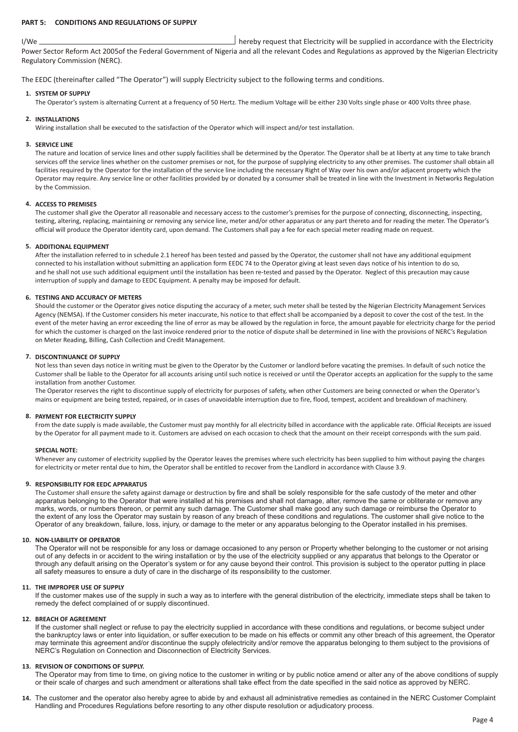**PART 5: CONDITIONS AND REGULATIONS OF SUPPLY**

I/We ______________________________________________ hereby request that Electricity will be supplied in accordance with the Electricity Power Sector Reform Act 2005of the Federal Government of Nigeria and all the relevant Codes and Regulations as approved by the Nigerian Electricity Regulatory Commission (NERC).

The EEDC (thereinafter called "The Operator") will supply Electricity subject to the following terms and conditions.

1. **SYSTEM OF SUPPLY**
   The Operator's system is alternating Current at a frequency of 50 Hertz. The medium Voltage will be either 230 Volts single phase or 400 Volts three phase.

2. **INSTALLATIONS**
   Wiring installation shall be executed to the satisfaction of the Operator which will inspect and/or test installation.

3. **SERVICE LINE**
   The nature and location of service lines and other supply facilities shall be determined by the Operator. The Operator shall be at liberty at any time to take branch services off the service lines whether on the customer premises or not, for the purpose of supplying electricity to any other premises. The customer shall obtain all facilities required by the Operator for the installation of the service line including the necessary Right of Way over his own and/or adjacent property which the Operator may require. Any service line or other facilities provided by or donated by a consumer shall be treated in line with the Investment in Networks Regulation by the Commission.

4. **ACCESS TO PREMISES**
   The customer shall give the Operator all reasonable and necessary access to the customer's premises for the purpose of connecting, disconnecting, inspecting, testing, altering, replacing, maintaining or removing any service line, meter and/or other apparatus or any part thereto and for reading the meter. The Operator's official will produce the Operator identity card, upon demand. The Customers shall pay a fee for each special meter reading made on request.

5. **ADDITIONAL EQUIPMENT**
   After the installation referred to in schedule 2.1 hereof has been tested and passed by the Operator, the customer shall not have any additional equipment connected to his installation without submitting an application form EEDC 74 to the Operator giving at least seven days notice of his intention to do so, and he shall not use such additional equipment until the installation has been re-tested and passed by the Operator. Neglect of this precaution may cause interruption of supply and damage to EEDC Equipment. A penalty may be imposed for default.

6. **TESTING AND ACCURACY OF METERS**
   Should the customer or the Operator gives notice disputing the accuracy of a meter, such meter shall be tested by the Nigerian Electricity Management Services Agency (NEMSA). If the Customer considers his meter inaccurate, his notice to that effect shall be accompanied by a deposit to cover the cost of the test. In the event of the meter having an error exceeding the line of error as may be allowed by the regulation in force, the amount payable for electricity charge for the period for which the customer is charged on the last invoice rendered prior to the notice of dispute shall be determined in line with the provisions of NERC's Regulation on Meter Reading, Billing, Cash Collection and Credit Management.

7. **DISCONTINUANCE OF SUPPLY**
   Not less than seven days notice in writing must be given to the Operator by the Customer or landlord before vacating the premises. In default of such notice the Customer shall be liable to the Operator for all accounts arising until such notice is received or until the Operator accepts an application for the supply to the same installation from another Customer.
   The Operator reserves the right to discontinue supply of electricity for purposes of safety, when other Customers are being connected or when the Operator's mains or equipment are being tested, repaired, or in cases of unavoidable interruption due to fire, flood, tempest, accident and breakdown of machinery.

8. **PAYMENT FOR ELECTRICITY SUPPLY**
   From the date supply is made available, the Customer must pay monthly for all electricity billed in accordance with the applicable rate. Official Receipts are issued by the Operator for all payment made to it. Customers are advised on each occasion to check that the amount on their receipt corresponds with the sum paid.

   **SPECIAL NOTE:**
   Whenever any customer of electricity supplied by the Operator leaves the premises where such electricity has been supplied to him without paying the charges for electricity or meter rental due to him, the Operator shall be entitled to recover from the Landlord in accordance with Clause 3.9.

9. **RESPONSIBILITY FOR EEDC APPARATUS**
   The Customer shall ensure the safety against damage or destruction by fire and shall be solely responsible for the safe custody of the meter and other apparatus belonging to the Operator that were installed at his premises and shall not damage, alter, remove the same or obliterate or remove any marks, words, or numbers thereon, or permit any such damage. The Customer shall make good any such damage or reimburse the Operator to the extent of any loss the Operator may sustain by reason of any breach of these conditions and regulations. The customer shall give notice to the Operator of any breakdown, failure, loss, injury, or damage to the meter or any apparatus belonging to the Operator installed in his premises.

10. **NON-LIABILITY OF OPERATOR**
    The Operator will not be responsible for any loss or damage occasioned to any person or Property whether belonging to the customer or not arising out of any defects in or accident to the wiring installation or by the use of the electricity supplied or any apparatus that belongs to the Operator or through any default arising on the Operator's system or for any cause beyond their control. This provision is subject to the operator putting in place all safety measures to ensure a duty of care in the discharge of its responsibility to the customer.

11. **THE IMPROPER USE OF SUPPLY**
    If the customer makes use of the supply in such a way as to interfere with the general distribution of the electricity, immediate steps shall be taken to remedy the defect complained of or supply discontinued.

12. **BREACH OF AGREEMENT**
    If the customer shall neglect or refuse to pay the electricity supplied in accordance with these conditions and regulations, or become subject under the bankruptcy laws or enter into liquidation, or suffer execution to be made on his effects or commit any other breach of this agreement, the Operator may terminate this agreement and/or discontinue the supply ofelectricity and/or remove the apparatus belonging to them subject to the provisions of NERC's Regulation on Connection and Disconnection of Electricity Services.

13. **REVISION OF CONDITIONS OF SUPPLY.**
    The Operator may from time to time, on giving notice to the customer in writing or by public notice amend or alter any of the above conditions of supply or their scale of charges and such amendment or alterations shall take effect from the date specified in the said notice as approved by NERC.

14. The customer and the operator also hereby agree to abide by and exhaust all administrative remedies as contained in the NERC Customer Complaint Handling and Procedures Regulations before resorting to any other dispute resolution or adjudicatory process.